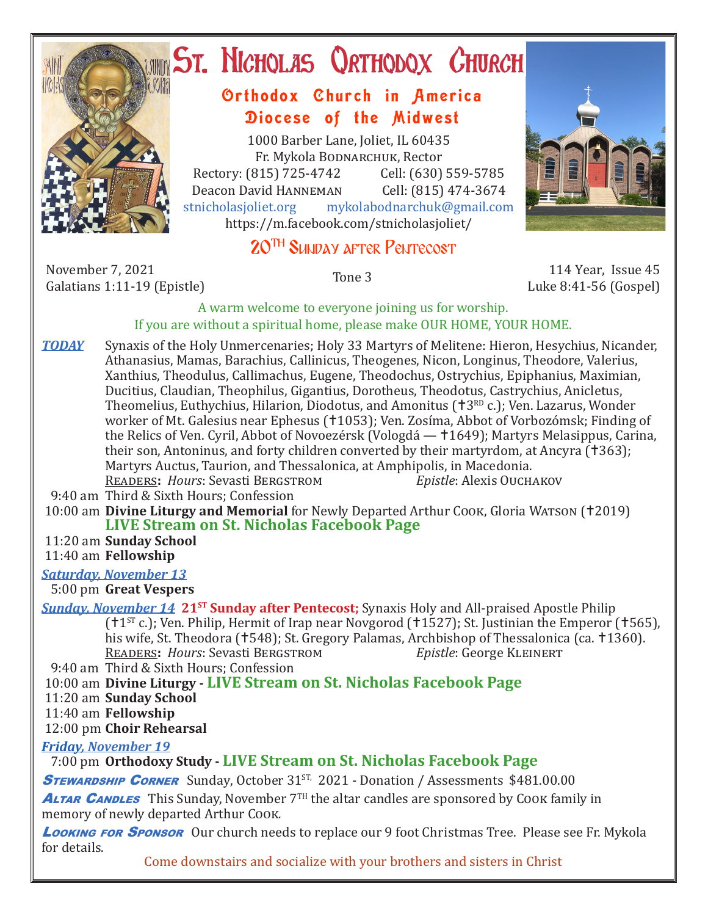# St. Nicholas Orthodox Church

## Orthodox Church in America
## Diocese of the Midwest

1000 Barber Lane, Joliet, IL 60435
Fr. Mykola Bodnarchuk, Rector
Rectory: (815) 725-4742 Cell: (630) 559-5785
Deacon David Hanneman Cell: (815) 474-3674
stnicholasjoliet.org mykolabodnarchuk@gmail.com
https://m.facebook.com/stnicholasjoliet/

## 20TH Sunday after Pentecost

November 7, 2021
Galatians 1:11-19 (Epistle)

Tone 3

114 Year, Issue 45
Luke 8:41-56 (Gospel)

A warm welcome to everyone joining us for worship.
If you are without a spiritual home, please make OUR HOME, YOUR HOME.

***TODAY*** Synaxis of the Holy Unmercenaries; Holy 33 Martyrs of Melitene: Hieron, Hesychius, Nicander, Athanasius, Mamas, Barachius, Callinicus, Theogenes, Nicon, Longinus, Theodore, Valerius, Xanthius, Theodulus, Callimachus, Eugene, Theodochus, Ostrychius, Epiphanius, Maximian, Ducitius, Claudian, Theophilus, Gigantius, Dorotheus, Theodotus, Castrychius, Anicletus, Theomelius, Euthychius, Hilarion, Diodotus, and Amonitus (✝3RD c.); Ven. Lazarus, Wonder worker of Mt. Galesius near Ephesus (✝1053); Ven. Zosíma, Abbot of Vorbozómsk; Finding of the Relics of Ven. Cyril, Abbot of Novoezérsk (Vologdá — ✝1649); Martyrs Melasippus, Carina, their son, Antoninus, and forty children converted by their martyrdom, at Ancyra (✝363); Martyrs Auctus, Taurion, and Thessalonica, at Amphipolis, in Macedonia.
Readers**:** *Hours*: Sevasti Bergstrom *Epistle*: Alexis Ouchakov

9:40 am Third & Sixth Hours; Confession
10:00 am **Divine Liturgy and Memorial** for Newly Departed Arthur Cook, Gloria Watson (✝2019)
**LIVE Stream on St. Nicholas Facebook Page**
11:20 am **Sunday School**
11:40 am **Fellowship**

***Saturday, November 13***
5:00 pm **Great Vespers**

***Sunday, November 14*** **21ST Sunday after Pentecost;** Synaxis Holy and All-praised Apostle Philip (✝1ST c.); Ven. Philip, Hermit of Irap near Novgorod (✝1527); St. Justinian the Emperor (✝565), his wife, St. Theodora (✝548); St. Gregory Palamas, Archbishop of Thessalonica (ca. ✝1360).
Readers**:** *Hours*: Sevasti Bergstrom *Epistle*: George Kleinert

9:40 am Third & Sixth Hours; Confession
10:00 am **Divine Liturgy - LIVE Stream on St. Nicholas Facebook Page**
11:20 am **Sunday School**
11:40 am **Fellowship**
12:00 pm **Choir Rehearsal**

***Friday, November 19***
7:00 pm **Orthodoxy Study - LIVE Stream on St. Nicholas Facebook Page**

***Stewardship Corner*** Sunday, October 31ST, 2021 - Donation / Assessments $481.00.00

***Altar Candles*** This Sunday, November 7TH the altar candles are sponsored by Cook family in memory of newly departed Arthur Cook.

***Looking for Sponsor*** Our church needs to replace our 9 foot Christmas Tree. Please see Fr. Mykola for details.

Come downstairs and socialize with your brothers and sisters in Christ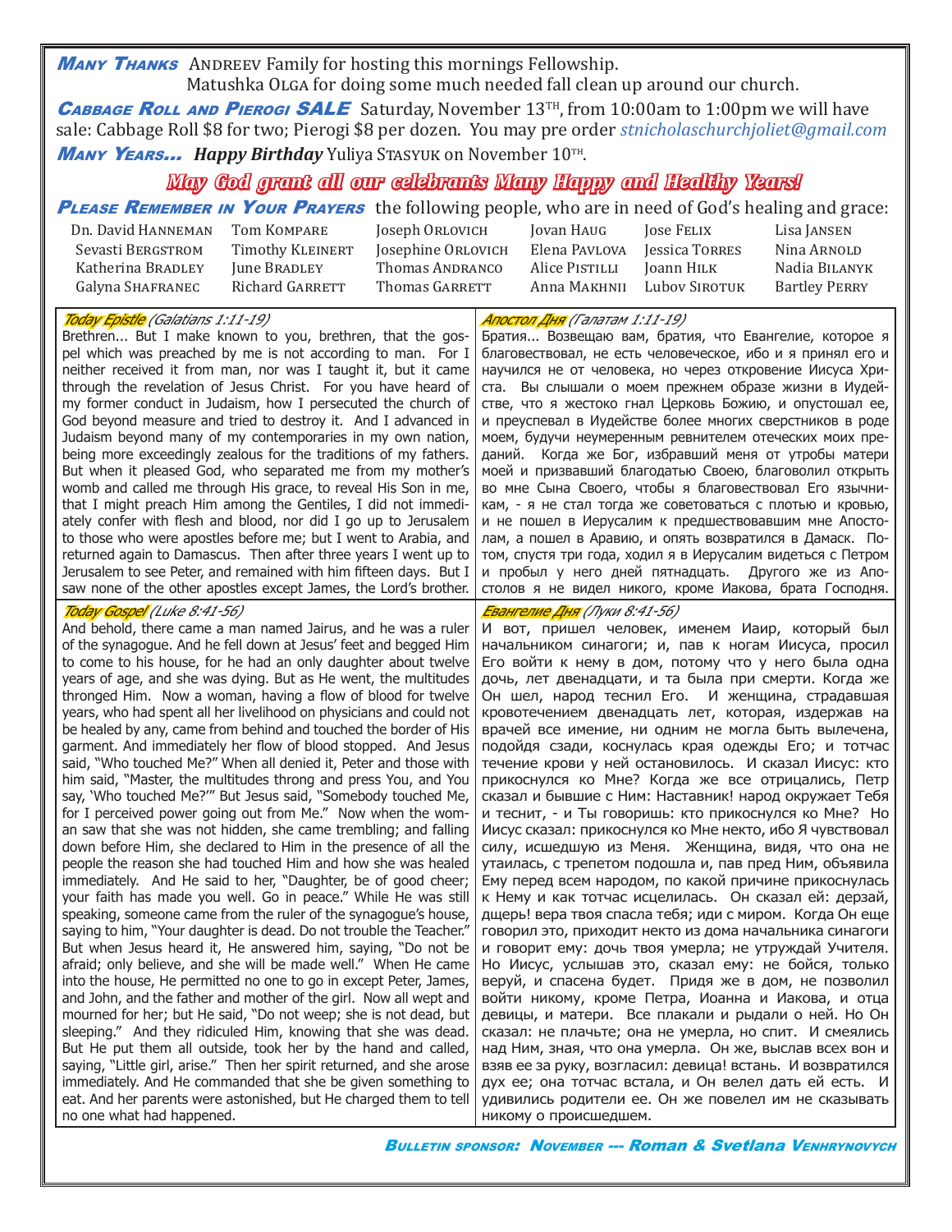**MANY THANKS** ANDREEV Family for hosting this mornings Fellowship.
Matushka OLGA for doing some much needed fall clean up around our church.

**CABBAGE ROLL AND PIEROGI SALE** Saturday, November 13TH, from 10:00am to 1:00pm we will have sale: Cabbage Roll $8 for two; Pierogi $8 per dozen. You may pre order *stnicholaschurchjoliet@gmail.com*

**MANY YEARS...** ***Happy Birthday*** Yuliya STASYUK on November 10TH.

***May God grant all our celebrants Many Happy and Healthy Years!***

**PLEASE REMEMBER IN YOUR PRAYERS** the following people, who are in need of God's healing and grace:

| | | | | | |
|---|---|---|---|---|---|
| Dn. David HANNEMAN | Tom KOMPARE | Joseph ORLOVICH | Jovan HAUG | Jose FELIX | Lisa JANSEN |
| Sevasti BERGSTROM | Timothy KLEINERT | Josephine ORLOVICH | Elena PAVLOVA | Jessica TORRES | Nina ARNOLD |
| Katherina BRADLEY | June BRADLEY | Thomas ANDRANCO | Alice PISTILLI | Joann HILK | Nadia BILANYK |
| Galyna SHAFRANEC | Richard GARRETT | Thomas GARRETT | Anna MAKHNII | Lubov SIROTUK | Bartley PERRY |

*Today Epistle (Galatians 1:11-19)*

Brethren... But I make known to you, brethren, that the gospel which was preached by me is not according to man. For I neither received it from man, nor was I taught it, but it came through the revelation of Jesus Christ. For you have heard of my former conduct in Judaism, how I persecuted the church of God beyond measure and tried to destroy it. And I advanced in Judaism beyond many of my contemporaries in my own nation, being more exceedingly zealous for the traditions of my fathers. But when it pleased God, who separated me from my mother's womb and called me through His grace, to reveal His Son in me, that I might preach Him among the Gentiles, I did not immediately confer with flesh and blood, nor did I go up to Jerusalem to those who were apostles before me; but I went to Arabia, and returned again to Damascus. Then after three years I went up to Jerusalem to see Peter, and remained with him fifteen days. But I saw none of the other apostles except James, the Lord's brother.

*Апостол Дня (Галатам 1:11-19)*

Братия... Возвещаю вам, братия, что Евангелие, которое я благовествовал, не есть человеческое, ибо и я принял его и научился не от человека, но через откровение Иисуса Христа. Вы слышали о моем прежнем образе жизни в Иудействе, что я жестоко гнал Церковь Божию, и опустошал ее, и преуспевал в Иудействе более многих сверстников в роде моем, будучи неумеренным ревнителем отеческих моих преданий. Когда же Бог, избравший меня от утробы матери моей и призвавший благодатью Своею, благоволил открыть во мне Сына Своего, чтобы я благовествовал Его язычникам, - я не стал тогда же советоваться с плотью и кровью, и не пошел в Иерусалим к предшествовавшим мне Апостолам, а пошел в Аравию, и опять возвратился в Дамаск. Потом, спустя три года, ходил я в Иерусалим видеться с Петром и пробыл у него дней пятнадцать. Другого же из Апостолов я не видел никого, кроме Иакова, брата Господня.

*Today Gospel (Luke 8:41-56)*

And behold, there came a man named Jairus, and he was a ruler of the synagogue. And he fell down at Jesus' feet and begged Him to come to his house, for he had an only daughter about twelve years of age, and she was dying. But as He went, the multitudes thronged Him. Now a woman, having a flow of blood for twelve years, who had spent all her livelihood on physicians and could not be healed by any, came from behind and touched the border of His garment. And immediately her flow of blood stopped. And Jesus said, "Who touched Me?" When all denied it, Peter and those with him said, "Master, the multitudes throng and press You, and You say, 'Who touched Me?'" But Jesus said, "Somebody touched Me, for I perceived power going out from Me." Now when the woman saw that she was not hidden, she came trembling; and falling down before Him, she declared to Him in the presence of all the people the reason she had touched Him and how she was healed immediately. And He said to her, "Daughter, be of good cheer; your faith has made you well. Go in peace." While He was still speaking, someone came from the ruler of the synagogue's house, saying to him, "Your daughter is dead. Do not trouble the Teacher." But when Jesus heard it, He answered him, saying, "Do not be afraid; only believe, and she will be made well." When He came into the house, He permitted no one to go in except Peter, James, and John, and the father and mother of the girl. Now all wept and mourned for her; but He said, "Do not weep; she is not dead, but sleeping." And they ridiculed Him, knowing that she was dead. But He put them all outside, took her by the hand and called, saying, "Little girl, arise." Then her spirit returned, and she arose immediately. And He commanded that she be given something to eat. And her parents were astonished, but He charged them to tell no one what had happened.

*Евангелие Дня (Луки 8:41-56)*

И вот, пришел человек, именем Иаир, который был начальником синагоги; и, пав к ногам Иисуса, просил Его войти к нему в дом, потому что у него была одна дочь, лет двенадцати, и та была при смерти. Когда же Он шел, народ теснил Его. И женщина, страдавшая кровотечением двенадцать лет, которая, издержав на врачей все имение, ни одним не могла быть вылечена, подойдя сзади, коснулась края одежды Его; и тотчас течение крови у ней остановилось. И сказал Иисус: кто прикоснулся ко Мне? Когда же все отрицались, Петр сказал и бывшие с Ним: Наставник! народ окружает Тебя и теснит, - и Ты говоришь: кто прикоснулся ко Мне? Но Иисус сказал: прикоснулся ко Мне некто, ибо Я чувствовал силу, исшедшую из Меня. Женщина, видя, что она не утаилась, с трепетом подошла и, пав пред Ним, объявила Ему перед всем народом, по какой причине прикоснулась к Нему и как тотчас исцелилась. Он сказал ей: дерзай, дщерь! вера твоя спасла тебя; иди с миром. Когда Он еще говорил это, приходит некто из дома начальника синагоги и говорит ему: дочь твоя умерла; не утруждай Учителя. Но Иисус, услышав это, сказал ему: не бойся, только веруй, и спасена будет. Придя же в дом, не позволил войти никому, кроме Петра, Иоанна и Иакова, и отца девицы, и матери. Все плакали и рыдали о ней. Но Он сказал: не плачьте; она не умерла, но спит. И смеялись над Ним, зная, что она умерла. Он же, выслав всех вон и взяв ее за руку, возгласил: девица! встань. И возвратился дух ее; она тотчас встала, и Он велел дать ей есть. И удивились родители ее. Он же повелел им не сказывать никому о происшедшем.

***BULLETIN SPONSOR: NOVEMBER --- Roman & Svetlana VENHRYNOVYCH***